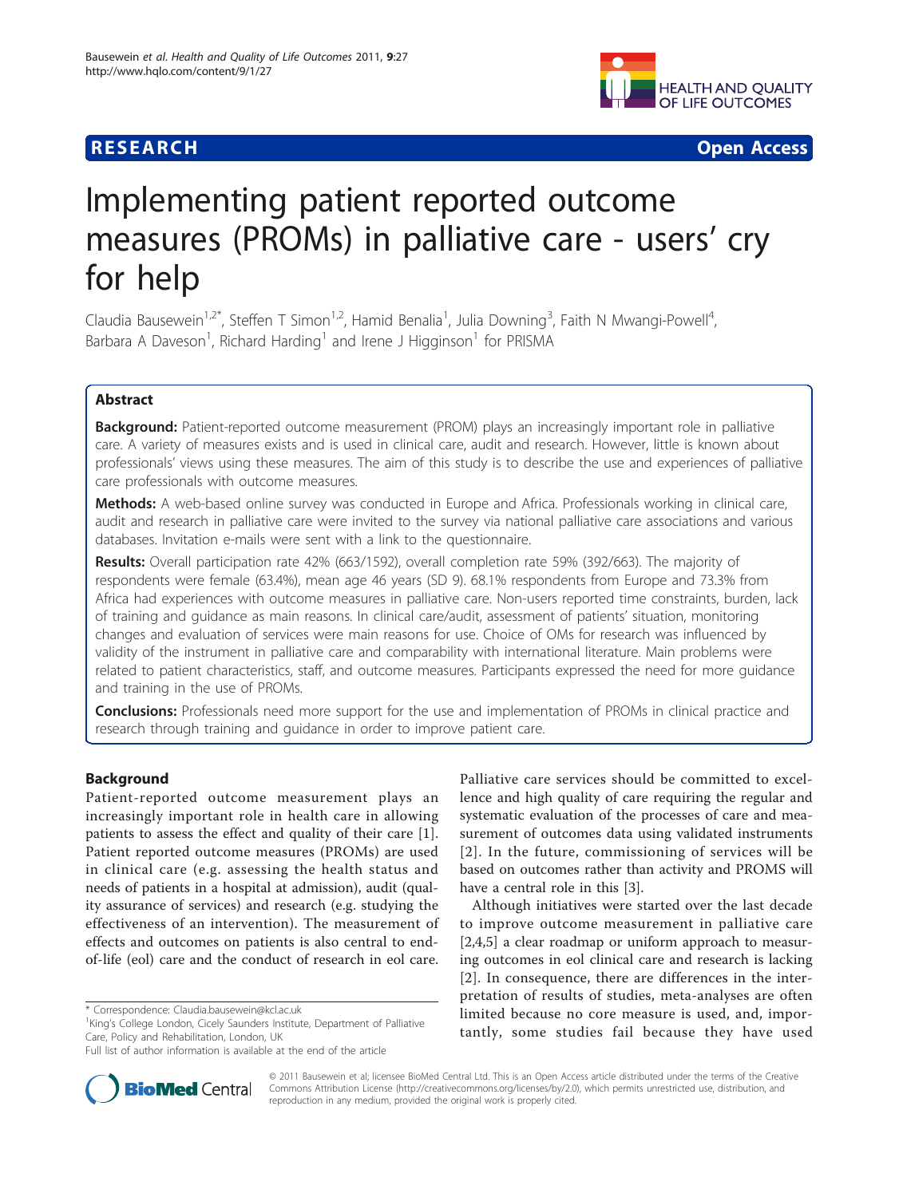**RESEARCH** **Open Access**

# Implementing patient reported outcome measures (PROMs) in palliative care - users' cry for help

Claudia Bausewein[1,2*], Steffen T Simon[1,2], Hamid Benalia[1], Julia Downing[3], Faith N Mwangi-Powell[4], Barbara A Daveson[1], Richard Harding[1] and Irene J Higginson[1] for PRISMA

## Abstract

**Background:** Patient-reported outcome measurement (PROM) plays an increasingly important role in palliative care. A variety of measures exists and is used in clinical care, audit and research. However, little is known about professionals' views using these measures. The aim of this study is to describe the use and experiences of palliative care professionals with outcome measures.

**Methods:** A web-based online survey was conducted in Europe and Africa. Professionals working in clinical care, audit and research in palliative care were invited to the survey via national palliative care associations and various databases. Invitation e-mails were sent with a link to the questionnaire.

**Results:** Overall participation rate 42% (663/1592), overall completion rate 59% (392/663). The majority of respondents were female (63.4%), mean age 46 years (SD 9). 68.1% respondents from Europe and 73.3% from Africa had experiences with outcome measures in palliative care. Non-users reported time constraints, burden, lack of training and guidance as main reasons. In clinical care/audit, assessment of patients' situation, monitoring changes and evaluation of services were main reasons for use. Choice of OMs for research was influenced by validity of the instrument in palliative care and comparability with international literature. Main problems were related to patient characteristics, staff, and outcome measures. Participants expressed the need for more guidance and training in the use of PROMs.

**Conclusions:** Professionals need more support for the use and implementation of PROMs in clinical practice and research through training and guidance in order to improve patient care.

## Background

Patient-reported outcome measurement plays an increasingly important role in health care in allowing patients to assess the effect and quality of their care [1]. Patient reported outcome measures (PROMs) are used in clinical care (e.g. assessing the health status and needs of patients in a hospital at admission), audit (quality assurance of services) and research (e.g. studying the effectiveness of an intervention). The measurement of effects and outcomes on patients is also central to end-of-life (eol) care and the conduct of research in eol care.

Palliative care services should be committed to excellence and high quality of care requiring the regular and systematic evaluation of the processes of care and measurement of outcomes data using validated instruments [2]. In the future, commissioning of services will be based on outcomes rather than activity and PROMS will have a central role in this [3].

Although initiatives were started over the last decade to improve outcome measurement in palliative care [2,4,5] a clear roadmap or uniform approach to measuring outcomes in eol clinical care and research is lacking [2]. In consequence, there are differences in the interpretation of results of studies, meta-analyses are often limited because no core measure is used, and, importantly, some studies fail because they have used

\* Correspondence: Claudia.bausewein@kcl.ac.uk
[1]King's College London, Cicely Saunders Institute, Department of Palliative Care, Policy and Rehabilitation, London, UK
Full list of author information is available at the end of the article

© 2011 Bausewein et al; licensee BioMed Central Ltd. This is an Open Access article distributed under the terms of the Creative Commons Attribution License (http://creativecommons.org/licenses/by/2.0), which permits unrestricted use, distribution, and reproduction in any medium, provided the original work is properly cited.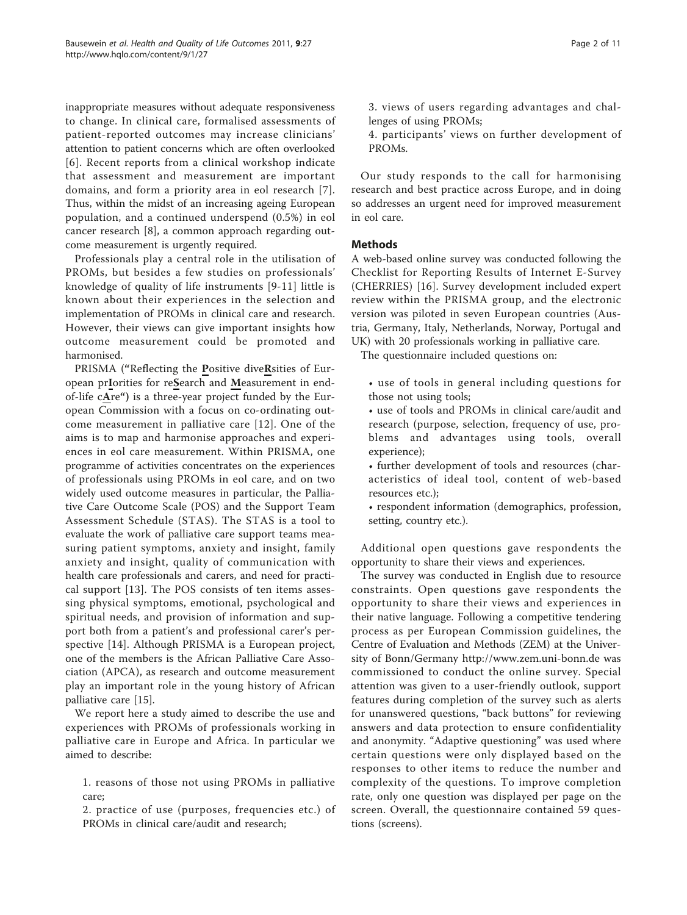inappropriate measures without adequate responsiveness to change. In clinical care, formalised assessments of patient-reported outcomes may increase clinicians' attention to patient concerns which are often overlooked [6]. Recent reports from a clinical workshop indicate that assessment and measurement are important domains, and form a priority area in eol research [7]. Thus, within the midst of an increasing ageing European population, and a continued underspend (0.5%) in eol cancer research [8], a common approach regarding outcome measurement is urgently required.

Professionals play a central role in the utilisation of PROMs, but besides a few studies on professionals' knowledge of quality of life instruments [9-11] little is known about their experiences in the selection and implementation of PROMs in clinical care and research. However, their views can give important insights how outcome measurement could be promoted and harmonised.

PRISMA ("Reflecting the **P**ositive dive**R**sities of European pr**I**orities for re**S**earch and **M**easurement in end-of-life c**A**re") is a three-year project funded by the European Commission with a focus on co-ordinating outcome measurement in palliative care [12]. One of the aims is to map and harmonise approaches and experiences in eol care measurement. Within PRISMA, one programme of activities concentrates on the experiences of professionals using PROMs in eol care, and on two widely used outcome measures in particular, the Palliative Care Outcome Scale (POS) and the Support Team Assessment Schedule (STAS). The STAS is a tool to evaluate the work of palliative care support teams measuring patient symptoms, anxiety and insight, family anxiety and insight, quality of communication with health care professionals and carers, and need for practical support [13]. The POS consists of ten items assessing physical symptoms, emotional, psychological and spiritual needs, and provision of information and support both from a patient's and professional carer's perspective [14]. Although PRISMA is a European project, one of the members is the African Palliative Care Association (APCA), as research and outcome measurement play an important role in the young history of African palliative care [15].

We report here a study aimed to describe the use and experiences with PROMs of professionals working in palliative care in Europe and Africa. In particular we aimed to describe:

1. reasons of those not using PROMs in palliative care;
2. practice of use (purposes, frequencies etc.) of PROMs in clinical care/audit and research;
3. views of users regarding advantages and challenges of using PROMs;
4. participants' views on further development of PROMs.

Our study responds to the call for harmonising research and best practice across Europe, and in doing so addresses an urgent need for improved measurement in eol care.

## Methods

A web-based online survey was conducted following the Checklist for Reporting Results of Internet E-Survey (CHERRIES) [16]. Survey development included expert review within the PRISMA group, and the electronic version was piloted in seven European countries (Austria, Germany, Italy, Netherlands, Norway, Portugal and UK) with 20 professionals working in palliative care.

The questionnaire included questions on:

- use of tools in general including questions for those not using tools;
- use of tools and PROMs in clinical care/audit and research (purpose, selection, frequency of use, problems and advantages using tools, overall experience);
- further development of tools and resources (characteristics of ideal tool, content of web-based resources etc.);
- respondent information (demographics, profession, setting, country etc.).

Additional open questions gave respondents the opportunity to share their views and experiences.

The survey was conducted in English due to resource constraints. Open questions gave respondents the opportunity to share their views and experiences in their native language. Following a competitive tendering process as per European Commission guidelines, the Centre of Evaluation and Methods (ZEM) at the University of Bonn/Germany http://www.zem.uni-bonn.de was commissioned to conduct the online survey. Special attention was given to a user-friendly outlook, support features during completion of the survey such as alerts for unanswered questions, "back buttons" for reviewing answers and data protection to ensure confidentiality and anonymity. "Adaptive questioning" was used where certain questions were only displayed based on the responses to other items to reduce the number and complexity of the questions. To improve completion rate, only one question was displayed per page on the screen. Overall, the questionnaire contained 59 questions (screens).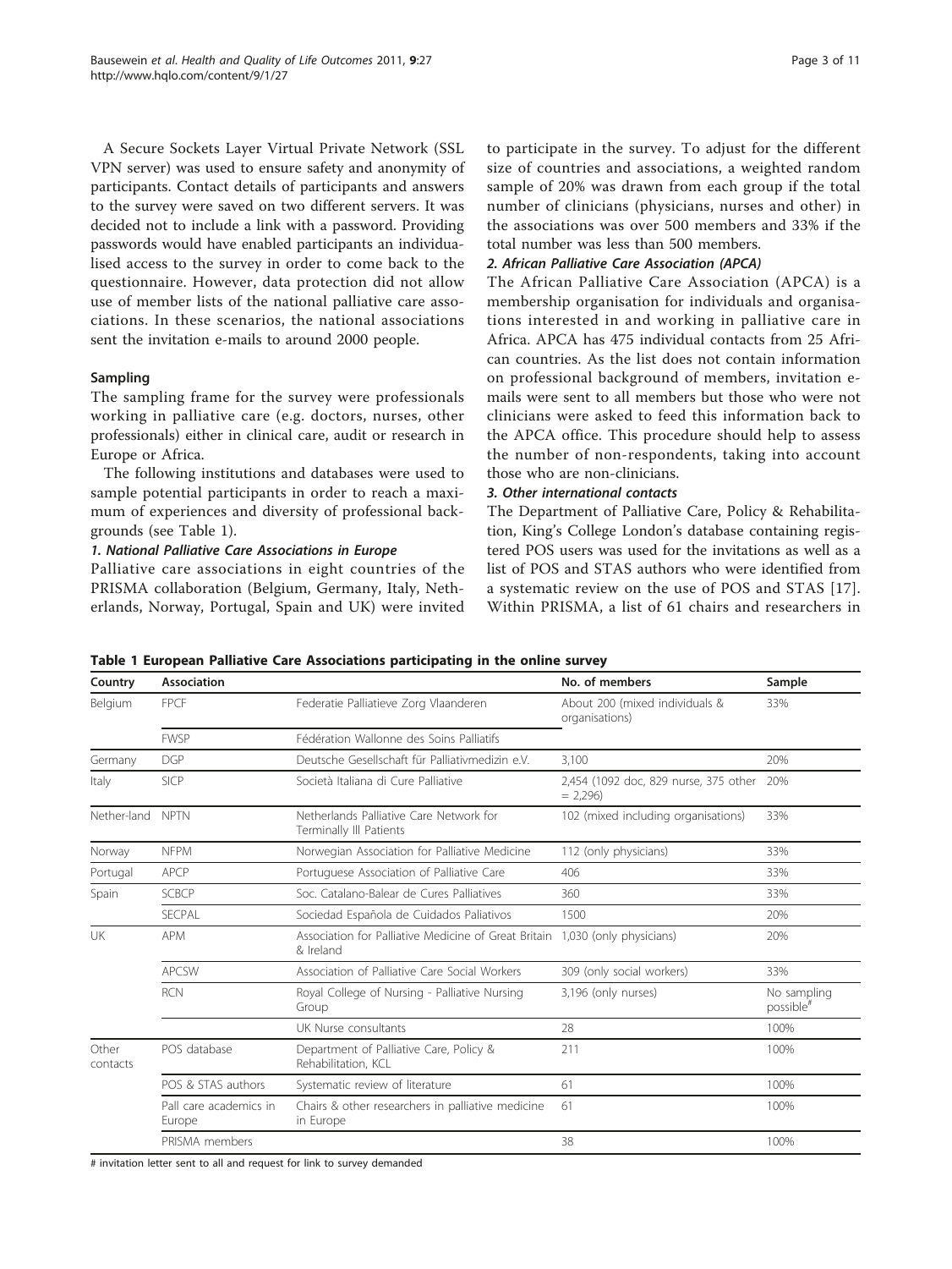A Secure Sockets Layer Virtual Private Network (SSL VPN server) was used to ensure safety and anonymity of participants. Contact details of participants and answers to the survey were saved on two different servers. It was decided not to include a link with a password. Providing passwords would have enabled participants an individualised access to the survey in order to come back to the questionnaire. However, data protection did not allow use of member lists of the national palliative care associations. In these scenarios, the national associations sent the invitation e-mails to around 2000 people.

### Sampling

The sampling frame for the survey were professionals working in palliative care (e.g. doctors, nurses, other professionals) either in clinical care, audit or research in Europe or Africa.

The following institutions and databases were used to sample potential participants in order to reach a maximum of experiences and diversity of professional backgrounds (see Table 1).

#### *1. National Palliative Care Associations in Europe*

Palliative care associations in eight countries of the PRISMA collaboration (Belgium, Germany, Italy, Netherlands, Norway, Portugal, Spain and UK) were invited to participate in the survey. To adjust for the different size of countries and associations, a weighted random sample of 20% was drawn from each group if the total number of clinicians (physicians, nurses and other) in the associations was over 500 members and 33% if the total number was less than 500 members.

#### *2. African Palliative Care Association (APCA)*

The African Palliative Care Association (APCA) is a membership organisation for individuals and organisations interested in and working in palliative care in Africa. APCA has 475 individual contacts from 25 African countries. As the list does not contain information on professional background of members, invitation e-mails were sent to all members but those who were not clinicians were asked to feed this information back to the APCA office. This procedure should help to assess the number of non-respondents, taking into account those who are non-clinicians.

#### *3. Other international contacts*

The Department of Palliative Care, Policy & Rehabilitation, King's College London's database containing registered POS users was used for the invitations as well as a list of POS and STAS authors who were identified from a systematic review on the use of POS and STAS [17]. Within PRISMA, a list of 61 chairs and researchers in

**Table 1 European Palliative Care Associations participating in the online survey**

| Country | Association | | No. of members | Sample |
|---|---|---|---|---|
| Belgium | FPCF | Federatie Palliatieve Zorg Vlaanderen | About 200 (mixed individuals & organisations) | 33% |
| | FWSP | Fédération Wallonne des Soins Palliatifs | | |
| Germany | DGP | Deutsche Gesellschaft für Palliativmedizin e.V. | 3,100 | 20% |
| Italy | SICP | Società Italiana di Cure Palliative | 2,454 (1092 doc, 829 nurse, 375 other = 2,296) | 20% |
| Nether-land | NPTN | Netherlands Palliative Care Network for Terminally Ill Patients | 102 (mixed including organisations) | 33% |
| Norway | NFPM | Norwegian Association for Palliative Medicine | 112 (only physicians) | 33% |
| Portugal | APCP | Portuguese Association of Palliative Care | 406 | 33% |
| Spain | SCBCP | Soc. Catalano-Balear de Cures Palliatives | 360 | 33% |
| | SECPAL | Sociedad Española de Cuidados Paliativos | 1500 | 20% |
| UK | APM | Association for Palliative Medicine of Great Britain & Ireland | 1,030 (only physicians) | 20% |
| | APCSW | Association of Palliative Care Social Workers | 309 (only social workers) | 33% |
| | RCN | Royal College of Nursing - Palliative Nursing Group | 3,196 (only nurses) | No sampling possible# |
| | | UK Nurse consultants | 28 | 100% |
| Other contacts | POS database | Department of Palliative Care, Policy & Rehabilitation, KCL | 211 | 100% |
| | POS & STAS authors | Systematic review of literature | 61 | 100% |
| | Pall care academics in Europe | Chairs & other researchers in palliative medicine in Europe | 61 | 100% |
| | PRISMA members | | 38 | 100% |

# invitation letter sent to all and request for link to survey demanded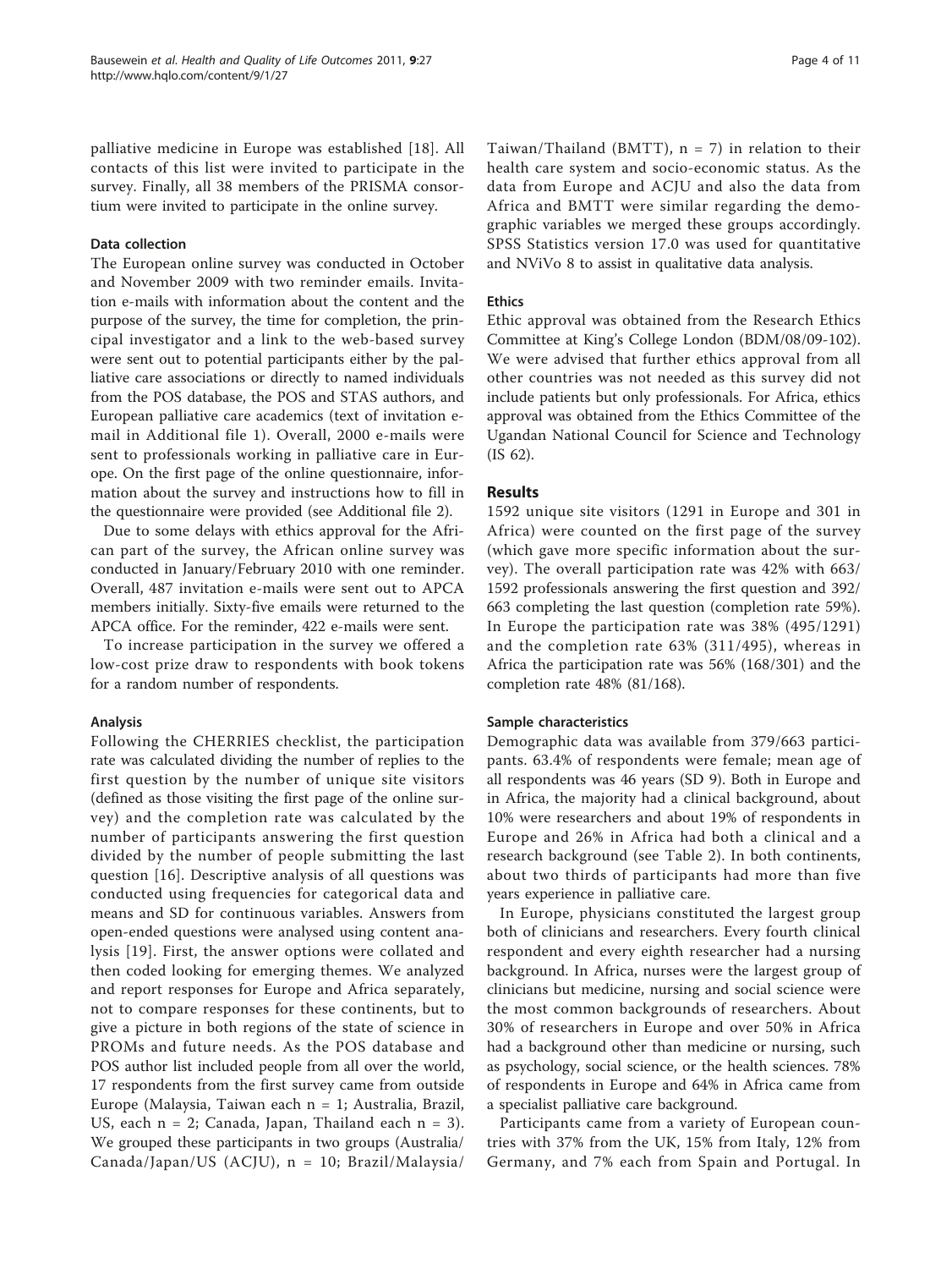palliative medicine in Europe was established [18]. All contacts of this list were invited to participate in the survey. Finally, all 38 members of the PRISMA consortium were invited to participate in the online survey.

### Data collection

The European online survey was conducted in October and November 2009 with two reminder emails. Invitation e-mails with information about the content and the purpose of the survey, the time for completion, the principal investigator and a link to the web-based survey were sent out to potential participants either by the palliative care associations or directly to named individuals from the POS database, the POS and STAS authors, and European palliative care academics (text of invitation e-mail in Additional file 1). Overall, 2000 e-mails were sent to professionals working in palliative care in Europe. On the first page of the online questionnaire, information about the survey and instructions how to fill in the questionnaire were provided (see Additional file 2).

Due to some delays with ethics approval for the African part of the survey, the African online survey was conducted in January/February 2010 with one reminder. Overall, 487 invitation e-mails were sent out to APCA members initially. Sixty-five emails were returned to the APCA office. For the reminder, 422 e-mails were sent.

To increase participation in the survey we offered a low-cost prize draw to respondents with book tokens for a random number of respondents.

### Analysis

Following the CHERRIES checklist, the participation rate was calculated dividing the number of replies to the first question by the number of unique site visitors (defined as those visiting the first page of the online survey) and the completion rate was calculated by the number of participants answering the first question divided by the number of people submitting the last question [16]. Descriptive analysis of all questions was conducted using frequencies for categorical data and means and SD for continuous variables. Answers from open-ended questions were analysed using content analysis [19]. First, the answer options were collated and then coded looking for emerging themes. We analyzed and report responses for Europe and Africa separately, not to compare responses for these continents, but to give a picture in both regions of the state of science in PROMs and future needs. As the POS database and POS author list included people from all over the world, 17 respondents from the first survey came from outside Europe (Malaysia, Taiwan each n = 1; Australia, Brazil, US, each n = 2; Canada, Japan, Thailand each n = 3). We grouped these participants in two groups (Australia/Canada/Japan/US (ACJU), n = 10; Brazil/Malaysia/Taiwan/Thailand (BMTT), n = 7) in relation to their health care system and socio-economic status. As the data from Europe and ACJU and also the data from Africa and BMTT were similar regarding the demographic variables we merged these groups accordingly. SPSS Statistics version 17.0 was used for quantitative and NViVo 8 to assist in qualitative data analysis.

### Ethics

Ethic approval was obtained from the Research Ethics Committee at King's College London (BDM/08/09-102). We were advised that further ethics approval from all other countries was not needed as this survey did not include patients but only professionals. For Africa, ethics approval was obtained from the Ethics Committee of the Ugandan National Council for Science and Technology (IS 62).

## Results

1592 unique site visitors (1291 in Europe and 301 in Africa) were counted on the first page of the survey (which gave more specific information about the survey). The overall participation rate was 42% with 663/1592 professionals answering the first question and 392/663 completing the last question (completion rate 59%). In Europe the participation rate was 38% (495/1291) and the completion rate 63% (311/495), whereas in Africa the participation rate was 56% (168/301) and the completion rate 48% (81/168).

### Sample characteristics

Demographic data was available from 379/663 participants. 63.4% of respondents were female; mean age of all respondents was 46 years (SD 9). Both in Europe and in Africa, the majority had a clinical background, about 10% were researchers and about 19% of respondents in Europe and 26% in Africa had both a clinical and a research background (see Table 2). In both continents, about two thirds of participants had more than five years experience in palliative care.

In Europe, physicians constituted the largest group both of clinicians and researchers. Every fourth clinical respondent and every eighth researcher had a nursing background. In Africa, nurses were the largest group of clinicians but medicine, nursing and social science were the most common backgrounds of researchers. About 30% of researchers in Europe and over 50% in Africa had a background other than medicine or nursing, such as psychology, social science, or the health sciences. 78% of respondents in Europe and 64% in Africa came from a specialist palliative care background.

Participants came from a variety of European countries with 37% from the UK, 15% from Italy, 12% from Germany, and 7% each from Spain and Portugal. In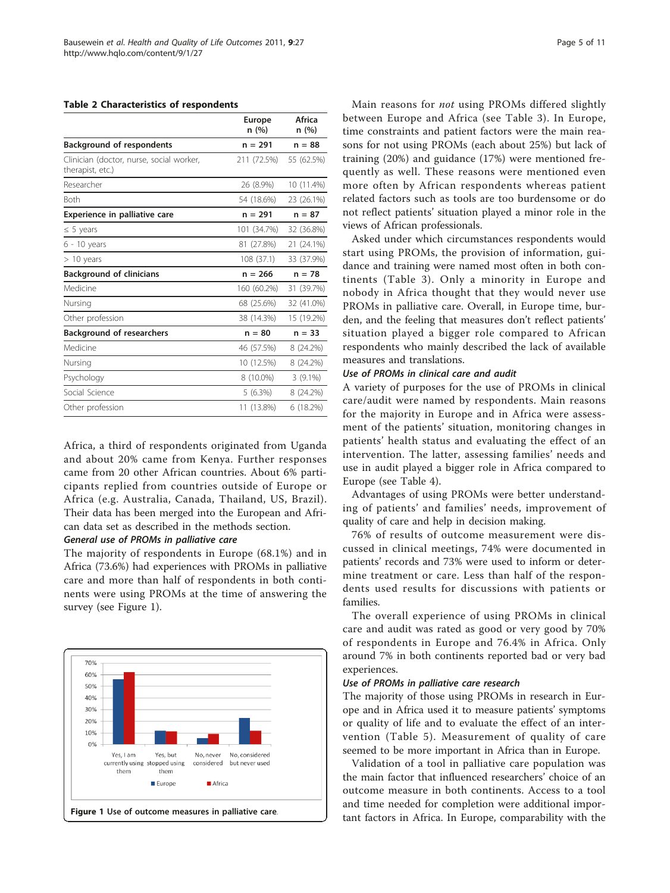**Table 2 Characteristics of respondents**

| | Europe n (%) | Africa n (%) |
|---|---|---|
| **Background of respondents** | **n = 291** | **n = 88** |
| Clinician (doctor, nurse, social worker, therapist, etc.) | 211 (72.5%) | 55 (62.5%) |
| Researcher | 26 (8.9%) | 10 (11.4%) |
| Both | 54 (18.6%) | 23 (26.1%) |
| **Experience in palliative care** | **n = 291** | **n = 87** |
| ≤ 5 years | 101 (34.7%) | 32 (36.8%) |
| 6 - 10 years | 81 (27.8%) | 21 (24.1%) |
| > 10 years | 108 (37.1) | 33 (37.9%) |
| **Background of clinicians** | **n = 266** | **n = 78** |
| Medicine | 160 (60.2%) | 31 (39.7%) |
| Nursing | 68 (25.6%) | 32 (41.0%) |
| Other profession | 38 (14.3%) | 15 (19.2%) |
| **Background of researchers** | **n = 80** | **n = 33** |
| Medicine | 46 (57.5%) | 8 (24.2%) |
| Nursing | 10 (12.5%) | 8 (24.2%) |
| Psychology | 8 (10.0%) | 3 (9.1%) |
| Social Science | 5 (6.3%) | 8 (24.2%) |
| Other profession | 11 (13.8%) | 6 (18.2%) |

Africa, a third of respondents originated from Uganda and about 20% came from Kenya. Further responses came from 20 other African countries. About 6% participants replied from countries outside of Europe or Africa (e.g. Australia, Canada, Thailand, US, Brazil). Their data has been merged into the European and African data set as described in the methods section.

### General use of PROMs in palliative care

The majority of respondents in Europe (68.1%) and in Africa (73.6%) had experiences with PROMs in palliative care and more than half of respondents in both continents were using PROMs at the time of answering the survey (see Figure 1).

Figure 1 Use of outcome measures in palliative care.

Main reasons for *not* using PROMs differed slightly between Europe and Africa (see Table 3). In Europe, time constraints and patient factors were the main reasons for not using PROMs (each about 25%) but lack of training (20%) and guidance (17%) were mentioned frequently as well. These reasons were mentioned even more often by African respondents whereas patient related factors such as tools are too burdensome or do not reflect patients' situation played a minor role in the views of African professionals.

Asked under which circumstances respondents would start using PROMs, the provision of information, guidance and training were named most often in both continents (Table 3). Only a minority in Europe and nobody in Africa thought that they would never use PROMs in palliative care. Overall, in Europe time, burden, and the feeling that measures don't reflect patients' situation played a bigger role compared to African respondents who mainly described the lack of available measures and translations.

### Use of PROMs in clinical care and audit

A variety of purposes for the use of PROMs in clinical care/audit were named by respondents. Main reasons for the majority in Europe and in Africa were assessment of the patients' situation, monitoring changes in patients' health status and evaluating the effect of an intervention. The latter, assessing families' needs and use in audit played a bigger role in Africa compared to Europe (see Table 4).

Advantages of using PROMs were better understanding of patients' and families' needs, improvement of quality of care and help in decision making.

76% of results of outcome measurement were discussed in clinical meetings, 74% were documented in patients' records and 73% were used to inform or determine treatment or care. Less than half of the respondents used results for discussions with patients or families.

The overall experience of using PROMs in clinical care and audit was rated as good or very good by 70% of respondents in Europe and 76.4% in Africa. Only around 7% in both continents reported bad or very bad experiences.

### Use of PROMs in palliative care research

The majority of those using PROMs in research in Europe and in Africa used it to measure patients' symptoms or quality of life and to evaluate the effect of an intervention (Table 5). Measurement of quality of care seemed to be more important in Africa than in Europe.

Validation of a tool in palliative care population was the main factor that influenced researchers' choice of an outcome measure in both continents. Access to a tool and time needed for completion were additional important factors in Africa. In Europe, comparability with the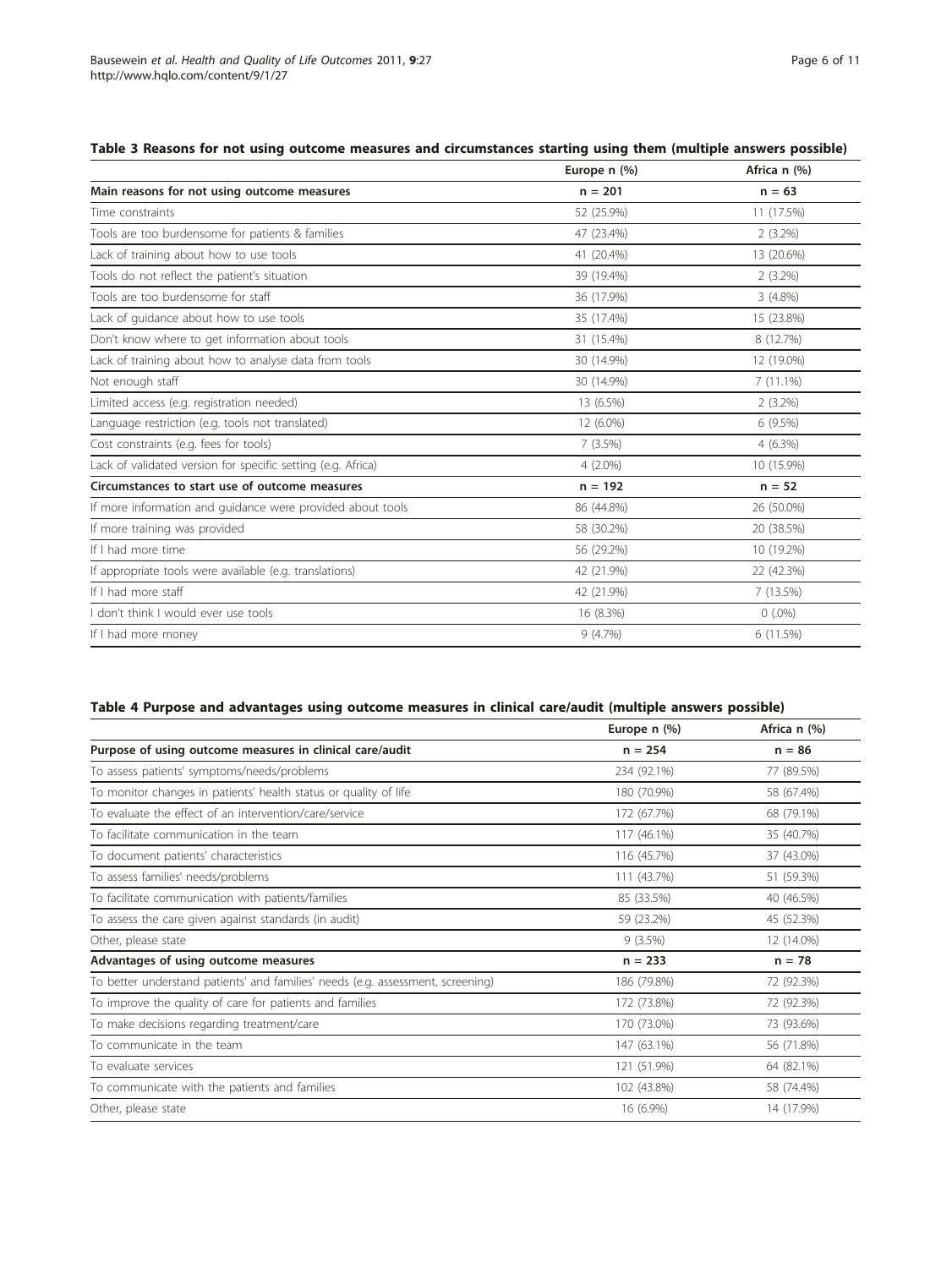**Table 3 Reasons for not using outcome measures and circumstances starting using them (multiple answers possible)**

| | Europe n (%) | Africa n (%) |
|---|---|---|
| **Main reasons for not using outcome measures** | **n = 201** | **n = 63** |
| Time constraints | 52 (25.9%) | 11 (17.5%) |
| Tools are too burdensome for patients & families | 47 (23.4%) | 2 (3.2%) |
| Lack of training about how to use tools | 41 (20.4%) | 13 (20.6%) |
| Tools do not reflect the patient's situation | 39 (19.4%) | 2 (3.2%) |
| Tools are too burdensome for staff | 36 (17.9%) | 3 (4.8%) |
| Lack of guidance about how to use tools | 35 (17.4%) | 15 (23.8%) |
| Don't know where to get information about tools | 31 (15.4%) | 8 (12.7%) |
| Lack of training about how to analyse data from tools | 30 (14.9%) | 12 (19.0%) |
| Not enough staff | 30 (14.9%) | 7 (11.1%) |
| Limited access (e.g. registration needed) | 13 (6.5%) | 2 (3.2%) |
| Language restriction (e.g. tools not translated) | 12 (6.0%) | 6 (9.5%) |
| Cost constraints (e.g. fees for tools) | 7 (3.5%) | 4 (6.3%) |
| Lack of validated version for specific setting (e.g. Africa) | 4 (2.0%) | 10 (15.9%) |
| **Circumstances to start use of outcome measures** | **n = 192** | **n = 52** |
| If more information and guidance were provided about tools | 86 (44.8%) | 26 (50.0%) |
| If more training was provided | 58 (30.2%) | 20 (38.5%) |
| If I had more time | 56 (29.2%) | 10 (19.2%) |
| If appropriate tools were available (e.g. translations) | 42 (21.9%) | 22 (42.3%) |
| If I had more staff | 42 (21.9%) | 7 (13.5%) |
| I don't think I would ever use tools | 16 (8.3%) | 0 (.0%) |
| If I had more money | 9 (4.7%) | 6 (11.5%) |

**Table 4 Purpose and advantages using outcome measures in clinical care/audit (multiple answers possible)**

| | Europe n (%) | Africa n (%) |
|---|---|---|
| **Purpose of using outcome measures in clinical care/audit** | **n = 254** | **n = 86** |
| To assess patients' symptoms/needs/problems | 234 (92.1%) | 77 (89.5%) |
| To monitor changes in patients' health status or quality of life | 180 (70.9%) | 58 (67.4%) |
| To evaluate the effect of an intervention/care/service | 172 (67.7%) | 68 (79.1%) |
| To facilitate communication in the team | 117 (46.1%) | 35 (40.7%) |
| To document patients' characteristics | 116 (45.7%) | 37 (43.0%) |
| To assess families' needs/problems | 111 (43.7%) | 51 (59.3%) |
| To facilitate communication with patients/families | 85 (33.5%) | 40 (46.5%) |
| To assess the care given against standards (in audit) | 59 (23.2%) | 45 (52.3%) |
| Other, please state | 9 (3.5%) | 12 (14.0%) |
| **Advantages of using outcome measures** | **n = 233** | **n = 78** |
| To better understand patients' and families' needs (e.g. assessment, screening) | 186 (79.8%) | 72 (92.3%) |
| To improve the quality of care for patients and families | 172 (73.8%) | 72 (92.3%) |
| To make decisions regarding treatment/care | 170 (73.0%) | 73 (93.6%) |
| To communicate in the team | 147 (63.1%) | 56 (71.8%) |
| To evaluate services | 121 (51.9%) | 64 (82.1%) |
| To communicate with the patients and families | 102 (43.8%) | 58 (74.4%) |
| Other, please state | 16 (6.9%) | 14 (17.9%) |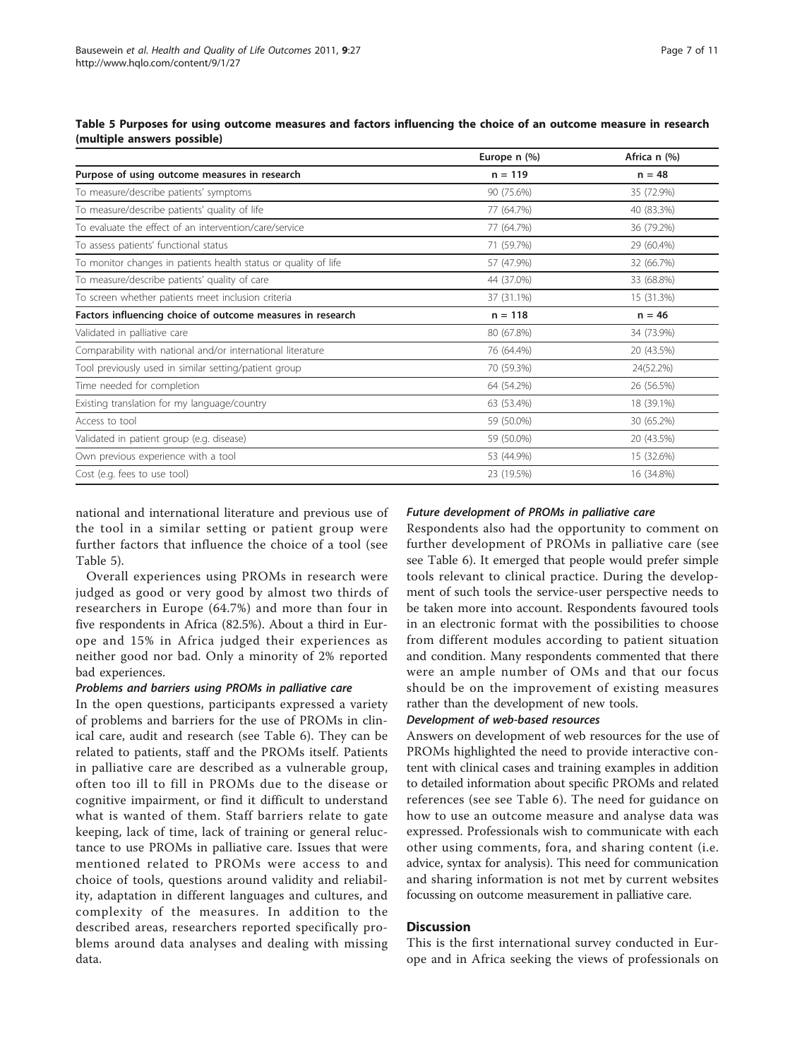**Table 5 Purposes for using outcome measures and factors influencing the choice of an outcome measure in research (multiple answers possible)**

| | Europe n (%) | Africa n (%) |
|---|---|---|
| **Purpose of using outcome measures in research** | **n = 119** | **n = 48** |
| To measure/describe patients' symptoms | 90 (75.6%) | 35 (72.9%) |
| To measure/describe patients' quality of life | 77 (64.7%) | 40 (83.3%) |
| To evaluate the effect of an intervention/care/service | 77 (64.7%) | 36 (79.2%) |
| To assess patients' functional status | 71 (59.7%) | 29 (60.4%) |
| To monitor changes in patients health status or quality of life | 57 (47.9%) | 32 (66.7%) |
| To measure/describe patients' quality of care | 44 (37.0%) | 33 (68.8%) |
| To screen whether patients meet inclusion criteria | 37 (31.1%) | 15 (31.3%) |
| **Factors influencing choice of outcome measures in research** | **n = 118** | **n = 46** |
| Validated in palliative care | 80 (67.8%) | 34 (73.9%) |
| Comparability with national and/or international literature | 76 (64.4%) | 20 (43.5%) |
| Tool previously used in similar setting/patient group | 70 (59.3%) | 24(52.2%) |
| Time needed for completion | 64 (54.2%) | 26 (56.5%) |
| Existing translation for my language/country | 63 (53.4%) | 18 (39.1%) |
| Access to tool | 59 (50.0%) | 30 (65.2%) |
| Validated in patient group (e.g. disease) | 59 (50.0%) | 20 (43.5%) |
| Own previous experience with a tool | 53 (44.9%) | 15 (32.6%) |
| Cost (e.g. fees to use tool) | 23 (19.5%) | 16 (34.8%) |

national and international literature and previous use of the tool in a similar setting or patient group were further factors that influence the choice of a tool (see Table 5).

Overall experiences using PROMs in research were judged as good or very good by almost two thirds of researchers in Europe (64.7%) and more than four in five respondents in Africa (82.5%). About a third in Europe and 15% in Africa judged their experiences as neither good nor bad. Only a minority of 2% reported bad experiences.

#### *Problems and barriers using PROMs in palliative care*

In the open questions, participants expressed a variety of problems and barriers for the use of PROMs in clinical care, audit and research (see Table 6). They can be related to patients, staff and the PROMs itself. Patients in palliative care are described as a vulnerable group, often too ill to fill in PROMs due to the disease or cognitive impairment, or find it difficult to understand what is wanted of them. Staff barriers relate to gate keeping, lack of time, lack of training or general reluctance to use PROMs in palliative care. Issues that were mentioned related to PROMs were access to and choice of tools, questions around validity and reliability, adaptation in different languages and cultures, and complexity of the measures. In addition to the described areas, researchers reported specifically problems around data analyses and dealing with missing data.

#### *Future development of PROMs in palliative care*

Respondents also had the opportunity to comment on further development of PROMs in palliative care (see see Table 6). It emerged that people would prefer simple tools relevant to clinical practice. During the development of such tools the service-user perspective needs to be taken more into account. Respondents favoured tools in an electronic format with the possibilities to choose from different modules according to patient situation and condition. Many respondents commented that there were an ample number of OMs and that our focus should be on the improvement of existing measures rather than the development of new tools.

#### *Development of web-based resources*

Answers on development of web resources for the use of PROMs highlighted the need to provide interactive content with clinical cases and training examples in addition to detailed information about specific PROMs and related references (see see Table 6). The need for guidance on how to use an outcome measure and analyse data was expressed. Professionals wish to communicate with each other using comments, fora, and sharing content (i.e. advice, syntax for analysis). This need for communication and sharing information is not met by current websites focussing on outcome measurement in palliative care.

## Discussion

This is the first international survey conducted in Europe and in Africa seeking the views of professionals on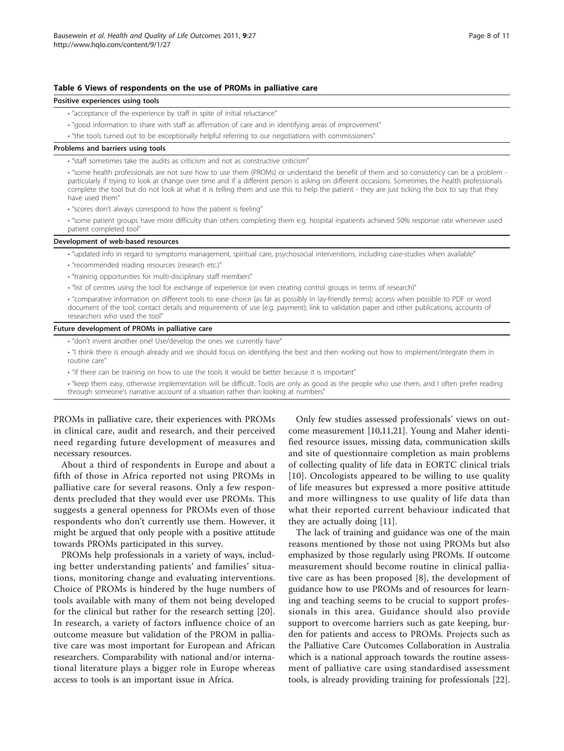**Table 6 Views of respondents on the use of PROMs in palliative care**

| |
|---|
| **Positive experiences using tools** |
| • "acceptance of the experience by staff in spite of initial reluctance" |
| • "good information to share with staff as affirmation of care and in identifying areas of improvement" |
| • "the tools turned out to be exceptionally helpful referring to our negotiations with commissioners" |
| **Problems and barriers using tools** |
| • "staff sometimes take the audits as criticism and not as constructive criticism" |
| • "some health professionals are not sure how to use them (PROMs) or understand the benefit of them and so consistency can be a problem - particularly if trying to look at change over time and if a different person is asking on different occasions. Sometimes the health professionals complete the tool but do not look at what it is telling them and use this to help the patient - they are just ticking the box to say that they have used them" |
| • "scores don't always correspond to how the patient is feeling" |
| • "some patient groups have more difficulty than others completing them e.g. hospital inpatients achieved 50% response rate whenever used patient completed tool" |
| **Development of web-based resources** |
| • "updated info in regard to symptoms management, spiritual care, psychosocial interventions, including case-studies when available" |
| • "recommended reading resources (research etc.)" |
| • "training opportunities for multi-disciplinary staff members" |
| • "list of centres using the tool for exchange of experience (or even creating control groups in terms of research)" |
| • "comparative information on different tools to ease choice (as far as possibly in lay-friendly terms); access when possible to PDF or word document of the tool; contact details and requirements of use (e.g. payment); link to validation paper and other publications; accounts of researchers who used the tool" |
| **Future development of PROMs in palliative care** |
| • "don't invent another one! Use/develop the ones we currently have" |
| • "I think there is enough already and we should focus on identifying the best and then working out how to implement/integrate them in routine care" |
| • "if there can be training on how to use the tools it would be better because it is important" |
| • "keep them easy, otherwise implementation will be difficult. Tools are only as good as the people who use them, and I often prefer reading through someone's narrative account of a situation rather than looking at numbers" |

PROMs in palliative care, their experiences with PROMs in clinical care, audit and research, and their perceived need regarding future development of measures and necessary resources.

About a third of respondents in Europe and about a fifth of those in Africa reported not using PROMs in palliative care for several reasons. Only a few respondents precluded that they would ever use PROMs. This suggests a general openness for PROMs even of those respondents who don't currently use them. However, it might be argued that only people with a positive attitude towards PROMs participated in this survey.

PROMs help professionals in a variety of ways, including better understanding patients' and families' situations, monitoring change and evaluating interventions. Choice of PROMs is hindered by the huge numbers of tools available with many of them not being developed for the clinical but rather for the research setting [20]. In research, a variety of factors influence choice of an outcome measure but validation of the PROM in palliative care was most important for European and African researchers. Comparability with national and/or international literature plays a bigger role in Europe whereas access to tools is an important issue in Africa.

Only few studies assessed professionals' views on outcome measurement [10,11,21]. Young and Maher identified resource issues, missing data, communication skills and site of questionnaire completion as main problems of collecting quality of life data in EORTC clinical trials [10]. Oncologists appeared to be willing to use quality of life measures but expressed a more positive attitude and more willingness to use quality of life data than what their reported current behaviour indicated that they are actually doing [11].

The lack of training and guidance was one of the main reasons mentioned by those not using PROMs but also emphasized by those regularly using PROMs. If outcome measurement should become routine in clinical palliative care as has been proposed [8], the development of guidance how to use PROMs and of resources for learning and teaching seems to be crucial to support professionals in this area. Guidance should also provide support to overcome barriers such as gate keeping, burden for patients and access to PROMs. Projects such as the Palliative Care Outcomes Collaboration in Australia which is a national approach towards the routine assessment of palliative care using standardised assessment tools, is already providing training for professionals [22].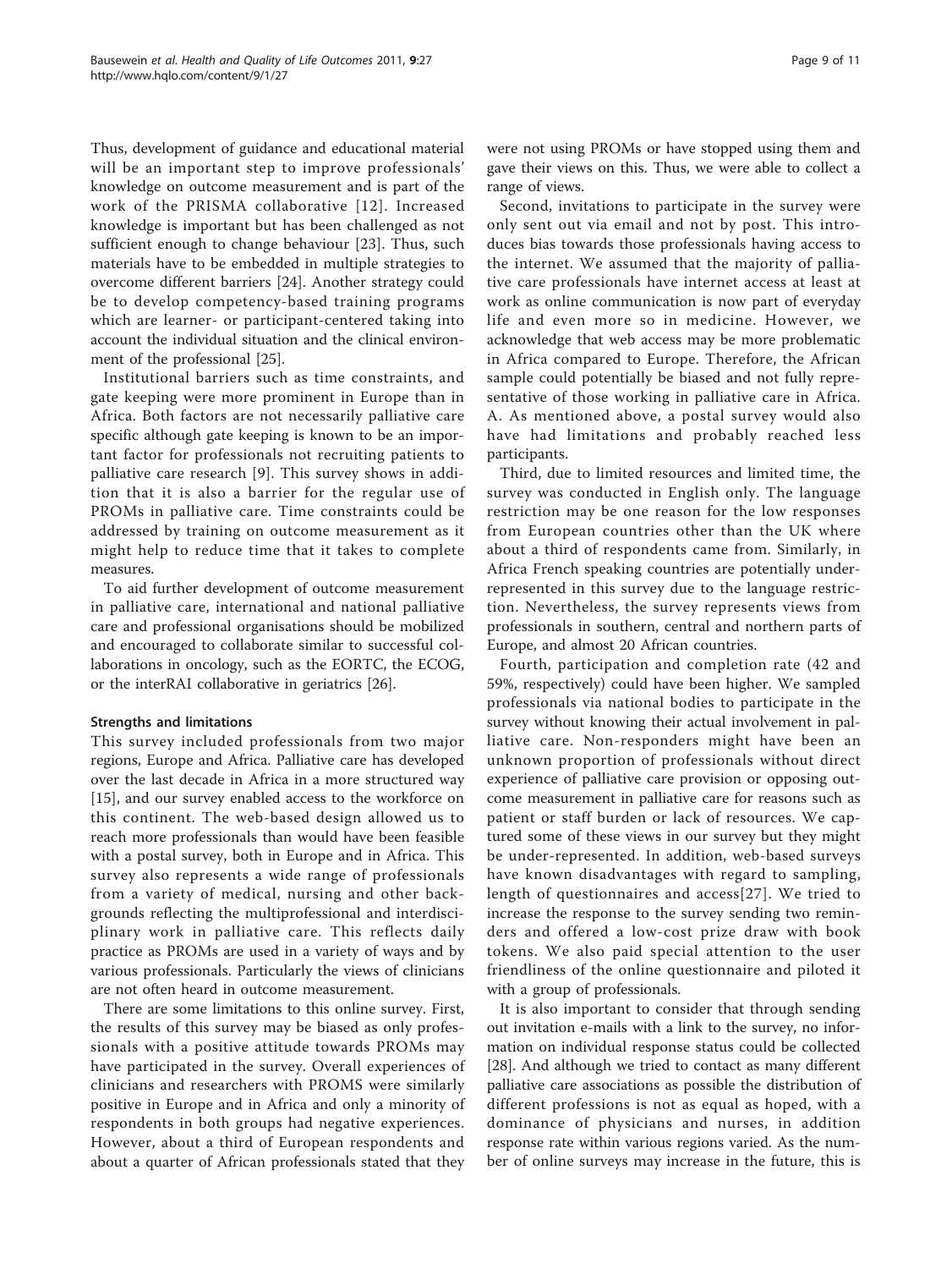Thus, development of guidance and educational material will be an important step to improve professionals' knowledge on outcome measurement and is part of the work of the PRISMA collaborative [12]. Increased knowledge is important but has been challenged as not sufficient enough to change behaviour [23]. Thus, such materials have to be embedded in multiple strategies to overcome different barriers [24]. Another strategy could be to develop competency-based training programs which are learner- or participant-centered taking into account the individual situation and the clinical environment of the professional [25].

Institutional barriers such as time constraints, and gate keeping were more prominent in Europe than in Africa. Both factors are not necessarily palliative care specific although gate keeping is known to be an important factor for professionals not recruiting patients to palliative care research [9]. This survey shows in addition that it is also a barrier for the regular use of PROMs in palliative care. Time constraints could be addressed by training on outcome measurement as it might help to reduce time that it takes to complete measures.

To aid further development of outcome measurement in palliative care, international and national palliative care and professional organisations should be mobilized and encouraged to collaborate similar to successful collaborations in oncology, such as the EORTC, the ECOG, or the interRAI collaborative in geriatrics [26].

### Strengths and limitations

This survey included professionals from two major regions, Europe and Africa. Palliative care has developed over the last decade in Africa in a more structured way [15], and our survey enabled access to the workforce on this continent. The web-based design allowed us to reach more professionals than would have been feasible with a postal survey, both in Europe and in Africa. This survey also represents a wide range of professionals from a variety of medical, nursing and other backgrounds reflecting the multiprofessional and interdisciplinary work in palliative care. This reflects daily practice as PROMs are used in a variety of ways and by various professionals. Particularly the views of clinicians are not often heard in outcome measurement.

There are some limitations to this online survey. First, the results of this survey may be biased as only professionals with a positive attitude towards PROMs may have participated in the survey. Overall experiences of clinicians and researchers with PROMS were similarly positive in Europe and in Africa and only a minority of respondents in both groups had negative experiences. However, about a third of European respondents and about a quarter of African professionals stated that they were not using PROMs or have stopped using them and gave their views on this. Thus, we were able to collect a range of views.

Second, invitations to participate in the survey were only sent out via email and not by post. This introduces bias towards those professionals having access to the internet. We assumed that the majority of palliative care professionals have internet access at least at work as online communication is now part of everyday life and even more so in medicine. However, we acknowledge that web access may be more problematic in Africa compared to Europe. Therefore, the African sample could potentially be biased and not fully representative of those working in palliative care in Africa. A. As mentioned above, a postal survey would also have had limitations and probably reached less participants.

Third, due to limited resources and limited time, the survey was conducted in English only. The language restriction may be one reason for the low responses from European countries other than the UK where about a third of respondents came from. Similarly, in Africa French speaking countries are potentially underrepresented in this survey due to the language restriction. Nevertheless, the survey represents views from professionals in southern, central and northern parts of Europe, and almost 20 African countries.

Fourth, participation and completion rate (42 and 59%, respectively) could have been higher. We sampled professionals via national bodies to participate in the survey without knowing their actual involvement in palliative care. Non-responders might have been an unknown proportion of professionals without direct experience of palliative care provision or opposing outcome measurement in palliative care for reasons such as patient or staff burden or lack of resources. We captured some of these views in our survey but they might be under-represented. In addition, web-based surveys have known disadvantages with regard to sampling, length of questionnaires and access[27]. We tried to increase the response to the survey sending two reminders and offered a low-cost prize draw with book tokens. We also paid special attention to the user friendliness of the online questionnaire and piloted it with a group of professionals.

It is also important to consider that through sending out invitation e-mails with a link to the survey, no information on individual response status could be collected [28]. And although we tried to contact as many different palliative care associations as possible the distribution of different professions is not as equal as hoped, with a dominance of physicians and nurses, in addition response rate within various regions varied. As the number of online surveys may increase in the future, this is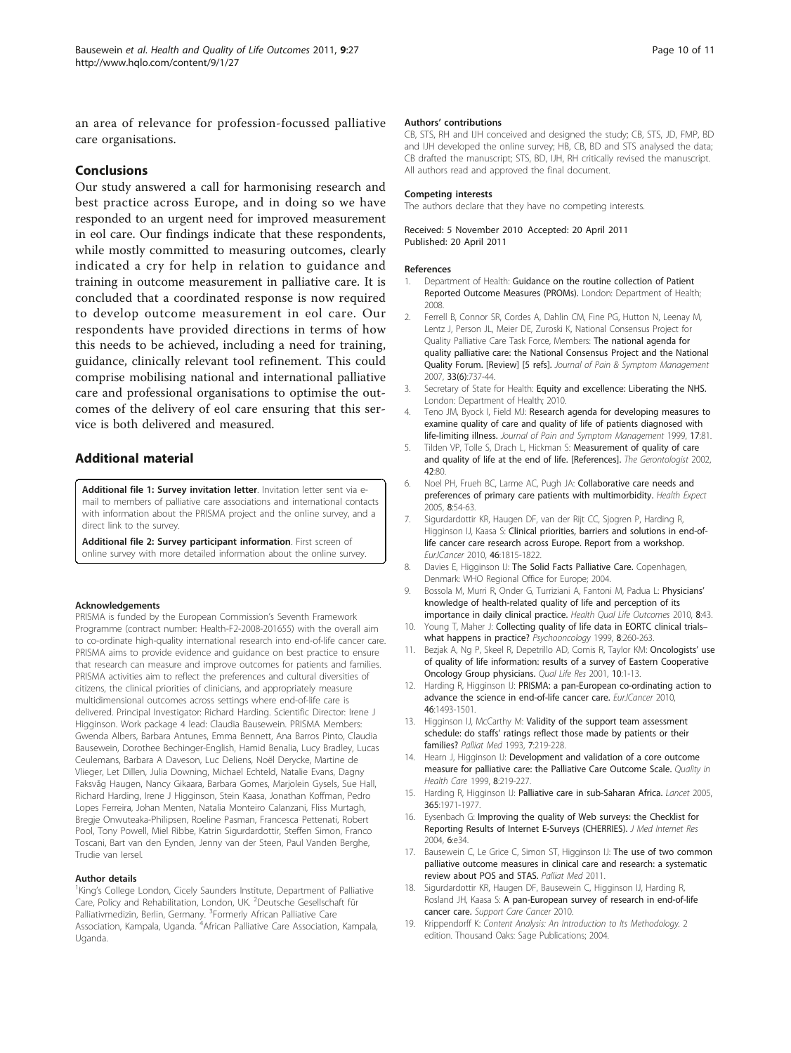an area of relevance for profession-focussed palliative care organisations.

## Conclusions

Our study answered a call for harmonising research and best practice across Europe, and in doing so we have responded to an urgent need for improved measurement in eol care. Our findings indicate that these respondents, while mostly committed to measuring outcomes, clearly indicated a cry for help in relation to guidance and training in outcome measurement in palliative care. It is concluded that a coordinated response is now required to develop outcome measurement in eol care. Our respondents have provided directions in terms of how this needs to be achieved, including a need for training, guidance, clinically relevant tool refinement. This could comprise mobilising national and international palliative care and professional organisations to optimise the outcomes of the delivery of eol care ensuring that this service is both delivered and measured.

## Additional material

**Additional file 1: Survey invitation letter**. Invitation letter sent via e-mail to members of palliative care associations and international contacts with information about the PRISMA project and the online survey, and a direct link to the survey.

**Additional file 2: Survey participant information**. First screen of online survey with more detailed information about the online survey.

#### Acknowledgements

PRISMA is funded by the European Commission's Seventh Framework Programme (contract number: Health-F2-2008-201655) with the overall aim to co-ordinate high-quality international research into end-of-life cancer care. PRISMA aims to provide evidence and guidance on best practice to ensure that research can measure and improve outcomes for patients and families. PRISMA activities aim to reflect the preferences and cultural diversities of citizens, the clinical priorities of clinicians, and appropriately measure multidimensional outcomes across settings where end-of-life care is delivered. Principal Investigator: Richard Harding. Scientific Director: Irene J Higginson. Work package 4 lead: Claudia Bausewein. PRISMA Members: Gwenda Albers, Barbara Antunes, Emma Bennett, Ana Barros Pinto, Claudia Bausewein, Dorothee Bechinger-English, Hamid Benalia, Lucy Bradley, Lucas Ceulemans, Barbara A Daveson, Luc Deliens, Noël Derycke, Martine de Vlieger, Let Dillen, Julia Downing, Michael Echteld, Natalie Evans, Dagny Faksvåg Haugen, Nancy Gikaara, Barbara Gomes, Marjolein Gysels, Sue Hall, Richard Harding, Irene J Higginson, Stein Kaasa, Jonathan Koffman, Pedro Lopes Ferreira, Johan Menten, Natalia Monteiro Calanzani, Fliss Murtagh, Bregje Onwuteaka-Philipsen, Roeline Pasman, Francesca Pettenati, Robert Pool, Tony Powell, Miel Ribbe, Katrin Sigurdardottir, Steffen Simon, Franco Toscani, Bart van den Eynden, Jenny van der Steen, Paul Vanden Berghe, Trudie van Iersel.

#### Author details

[1]King's College London, Cicely Saunders Institute, Department of Palliative Care, Policy and Rehabilitation, London, UK. [2]Deutsche Gesellschaft für Palliativmedizin, Berlin, Germany. [3]Formerly African Palliative Care Association, Kampala, Uganda. [4]African Palliative Care Association, Kampala, Uganda.

#### Authors' contributions

CB, STS, RH and IJH conceived and designed the study; CB, STS, JD, FMP, BD and IJH developed the online survey; HB, CB, BD and STS analysed the data; CB drafted the manuscript; STS, BD, IJH, RH critically revised the manuscript. All authors read and approved the final document.

#### Competing interests

The authors declare that they have no competing interests.

Received: 5 November 2010 Accepted: 20 April 2011
Published: 20 April 2011

#### References

1. Department of Health: **Guidance on the routine collection of Patient Reported Outcome Measures (PROMs).** London: Department of Health; 2008.
2. Ferrell B, Connor SR, Cordes A, Dahlin CM, Fine PG, Hutton N, Leenay M, Lentz J, Person JL, Meier DE, Zuroski K, National Consensus Project for Quality Palliative Care Task Force, Members: **The national agenda for quality palliative care: the National Consensus Project and the National Quality Forum. [Review] [5 refs].** *Journal of Pain & Symptom Management* 2007, **33(6)**:737-44.
3. Secretary of State for Health: **Equity and excellence: Liberating the NHS.** London: Department of Health; 2010.
4. Teno JM, Byock I, Field MJ: **Research agenda for developing measures to examine quality of care and quality of life of patients diagnosed with life-limiting illness.** *Journal of Pain and Symptom Management* 1999, **17**:81.
5. Tilden VP, Tolle S, Drach L, Hickman S: **Measurement of quality of care and quality of life at the end of life. [References].** *The Gerontologist* 2002, **42**:80.
6. Noel PH, Frueh BC, Larme AC, Pugh JA: **Collaborative care needs and preferences of primary care patients with multimorbidity.** *Health Expect* 2005, **8**:54-63.
7. Sigurdardottir KR, Haugen DF, van der Rijt CC, Sjogren P, Harding R, Higginson IJ, Kaasa S: **Clinical priorities, barriers and solutions in end-of-life cancer care research across Europe. Report from a workshop.** *EurJCancer* 2010, **46**:1815-1822.
8. Davies E, Higginson IJ: **The Solid Facts Palliative Care.** Copenhagen, Denmark: WHO Regional Office for Europe; 2004.
9. Bossola M, Murri R, Onder G, Turriziani A, Fantoni M, Padua L: **Physicians' knowledge of health-related quality of life and perception of its importance in daily clinical practice.** *Health Qual Life Outcomes* 2010, **8**:43.
10. Young T, Maher J: **Collecting quality of life data in EORTC clinical trials–what happens in practice?** *Psychooncology* 1999, **8**:260-263.
11. Bezjak A, Ng P, Skeel R, Depetrillo AD, Comis R, Taylor KM: **Oncologists' use of quality of life information: results of a survey of Eastern Cooperative Oncology Group physicians.** *Qual Life Res* 2001, **10**:1-13.
12. Harding R, Higginson IJ: **PRISMA: a pan-European co-ordinating action to advance the science in end-of-life cancer care.** *EurJCancer* 2010, **46**:1493-1501.
13. Higginson IJ, McCarthy M: **Validity of the support team assessment schedule: do staffs' ratings reflect those made by patients or their families?** *Palliat Med* 1993, **7**:219-228.
14. Hearn J, Higginson IJ: **Development and validation of a core outcome measure for palliative care: the Palliative Care Outcome Scale.** *Quality in Health Care* 1999, **8**:219-227.
15. Harding R, Higginson IJ: **Palliative care in sub-Saharan Africa.** *Lancet* 2005, **365**:1971-1977.
16. Eysenbach G: **Improving the quality of Web surveys: the Checklist for Reporting Results of Internet E-Surveys (CHERRIES).** *J Med Internet Res* 2004, **6**:e34.
17. Bausewein C, Le Grice C, Simon ST, Higginson IJ: **The use of two common palliative outcome measures in clinical care and research: a systematic review about POS and STAS.** *Palliat Med* 2011.
18. Sigurdardottir KR, Haugen DF, Bausewein C, Higginson IJ, Harding R, Rosland JH, Kaasa S: **A pan-European survey of research in end-of-life cancer care.** *Support Care Cancer* 2010.
19. Krippendorff K: *Content Analysis: An Introduction to Its Methodology.* 2 edition. Thousand Oaks: Sage Publications; 2004.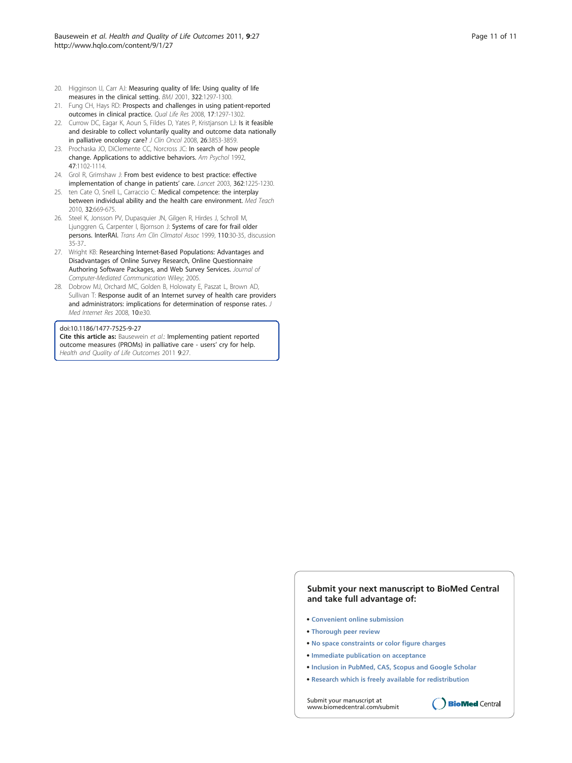20. Higginson IJ, Carr AJ: Measuring quality of life: Using quality of life measures in the clinical setting. *BMJ* 2001, **322**:1297-1300.
21. Fung CH, Hays RD: Prospects and challenges in using patient-reported outcomes in clinical practice. *Qual Life Res* 2008, **17**:1297-1302.
22. Currow DC, Eagar K, Aoun S, Fildes D, Yates P, Kristjanson LJ: Is it feasible and desirable to collect voluntarily quality and outcome data nationally in palliative oncology care? *J Clin Oncol* 2008, **26**:3853-3859.
23. Prochaska JO, DiClemente CC, Norcross JC: In search of how people change. Applications to addictive behaviors. *Am Psychol* 1992, **47**:1102-1114.
24. Grol R, Grimshaw J: From best evidence to best practice: effective implementation of change in patients' care. *Lancet* 2003, **362**:1225-1230.
25. ten Cate O, Snell L, Carraccio C: Medical competence: the interplay between individual ability and the health care environment. *Med Teach* 2010, **32**:669-675.
26. Steel K, Jonsson PV, Dupasquier JN, Gilgen R, Hirdes J, Schroll M, Ljunggren G, Carpenter I, Bjornson J: Systems of care for frail older persons. InterRAI. *Trans Am Clin Climatol Assoc* 1999, **110**:30-35, discussion 35-37..
27. Wright KB: Researching Internet-Based Populations: Advantages and Disadvantages of Online Survey Research, Online Questionnaire Authoring Software Packages, and Web Survey Services. *Journal of Computer-Mediated Communication* Wiley; 2005.
28. Dobrow MJ, Orchard MC, Golden B, Holowaty E, Paszat L, Brown AD, Sullivan T: Response audit of an Internet survey of health care providers and administrators: implications for determination of response rates. *J Med Internet Res* 2008, **10**:e30.

doi:10.1186/1477-7525-9-27

**Cite this article as:** Bausewein *et al.*: Implementing patient reported outcome measures (PROMs) in palliative care - users' cry for help. *Health and Quality of Life Outcomes* 2011 **9**:27.

**Submit your next manuscript to BioMed Central and take full advantage of:**

- Convenient online submission
- Thorough peer review
- No space constraints or color figure charges
- Immediate publication on acceptance
- Inclusion in PubMed, CAS, Scopus and Google Scholar
- Research which is freely available for redistribution

Submit your manuscript at www.biomedcentral.com/submit

BioMed Central